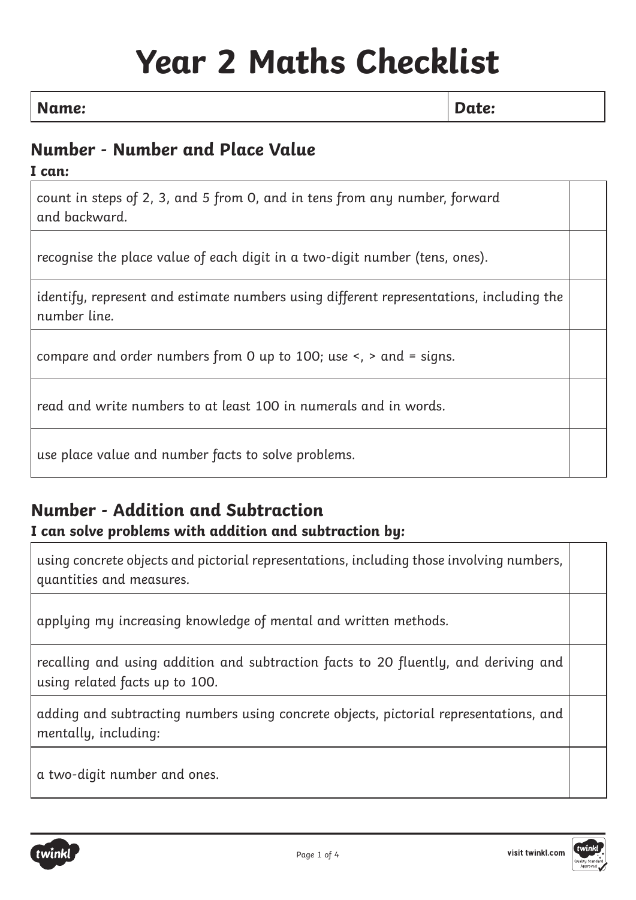# Year 2 Maths Checklist

| **Name:** | **Date:** |
| --- | --- |

## Number - Number and Place Value

**I can:**

| | |
| --- | --- |
| count in steps of 2, 3, and 5 from 0, and in tens from any number, forward and backward. | |
| recognise the place value of each digit in a two-digit number (tens, ones). | |
| identify, represent and estimate numbers using different representations, including the number line. | |
| compare and order numbers from 0 up to 100; use <, > and = signs. | |
| read and write numbers to at least 100 in numerals and in words. | |
| use place value and number facts to solve problems. | |

## Number - Addition and Subtraction

**I can solve problems with addition and subtraction by:**

| | |
| --- | --- |
| using concrete objects and pictorial representations, including those involving numbers, quantities and measures. | |
| applying my increasing knowledge of mental and written methods. | |
| recalling and using addition and subtraction facts to 20 fluently, and deriving and using related facts up to 100. | |
| adding and subtracting numbers using concrete objects, pictorial representations, and mentally, including: | |
| a two-digit number and ones. | |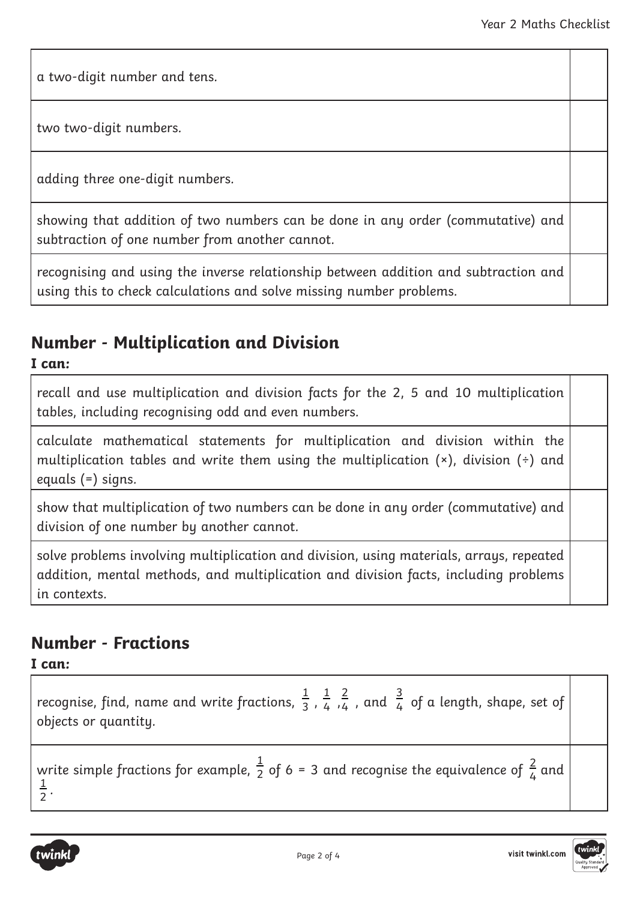| | |
|---|---|
| a two-digit number and tens. | |
| two two-digit numbers. | |
| adding three one-digit numbers. | |
| showing that addition of two numbers can be done in any order (commutative) and subtraction of one number from another cannot. | |
| recognising and using the inverse relationship between addition and subtraction and using this to check calculations and solve missing number problems. | |

## Number - Multiplication and Division

**I can:**

| | |
|---|---|
| recall and use multiplication and division facts for the 2, 5 and 10 multiplication tables, including recognising odd and even numbers. | |
| calculate mathematical statements for multiplication and division within the multiplication tables and write them using the multiplication (×), division (÷) and equals (=) signs. | |
| show that multiplication of two numbers can be done in any order (commutative) and division of one number by another cannot. | |
| solve problems involving multiplication and division, using materials, arrays, repeated addition, mental methods, and multiplication and division facts, including problems in contexts. | |

## Number - Fractions

**I can:**

| | |
|---|---|
| recognise, find, name and write fractions, $\frac{1}{3}$, $\frac{1}{4}$, $\frac{2}{4}$, and $\frac{3}{4}$ of a length, shape, set of objects or quantity. | |
| write simple fractions for example, $\frac{1}{2}$ of 6 = 3 and recognise the equivalence of $\frac{2}{4}$ and $\frac{1}{2}$. | |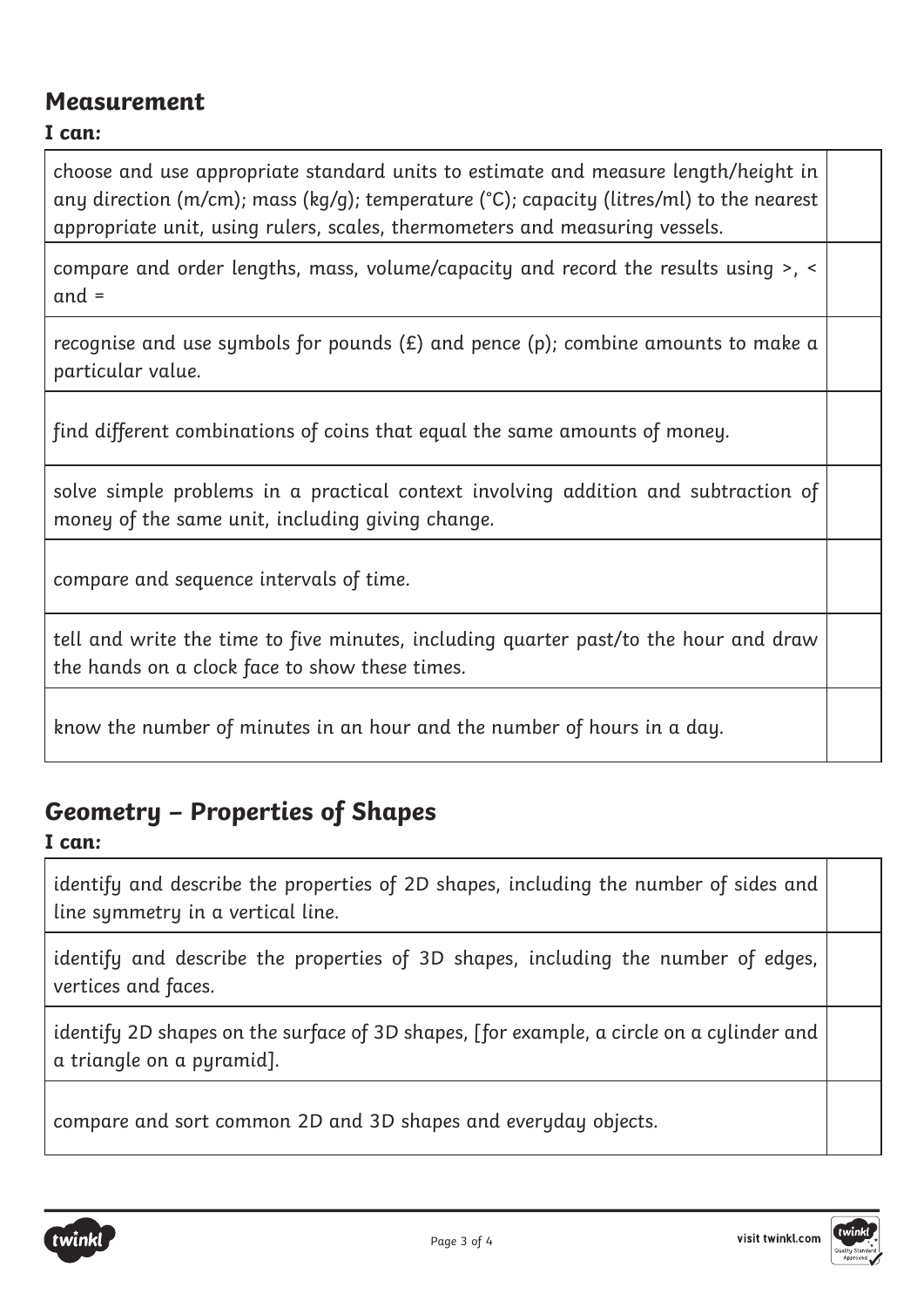## Measurement

**I can:**

| | |
|---|---|
| choose and use appropriate standard units to estimate and measure length/height in any direction (m/cm); mass (kg/g); temperature (°C); capacity (litres/ml) to the nearest appropriate unit, using rulers, scales, thermometers and measuring vessels. | |
| compare and order lengths, mass, volume/capacity and record the results using >, < and = | |
| recognise and use symbols for pounds (£) and pence (p); combine amounts to make a particular value. | |
| find different combinations of coins that equal the same amounts of money. | |
| solve simple problems in a practical context involving addition and subtraction of money of the same unit, including giving change. | |
| compare and sequence intervals of time. | |
| tell and write the time to five minutes, including quarter past/to the hour and draw the hands on a clock face to show these times. | |
| know the number of minutes in an hour and the number of hours in a day. | |

## Geometry – Properties of Shapes

**I can:**

| | |
|---|---|
| identify and describe the properties of 2D shapes, including the number of sides and line symmetry in a vertical line. | |
| identify and describe the properties of 3D shapes, including the number of edges, vertices and faces. | |
| identify 2D shapes on the surface of 3D shapes, [for example, a circle on a cylinder and a triangle on a pyramid]. | |
| compare and sort common 2D and 3D shapes and everyday objects. | |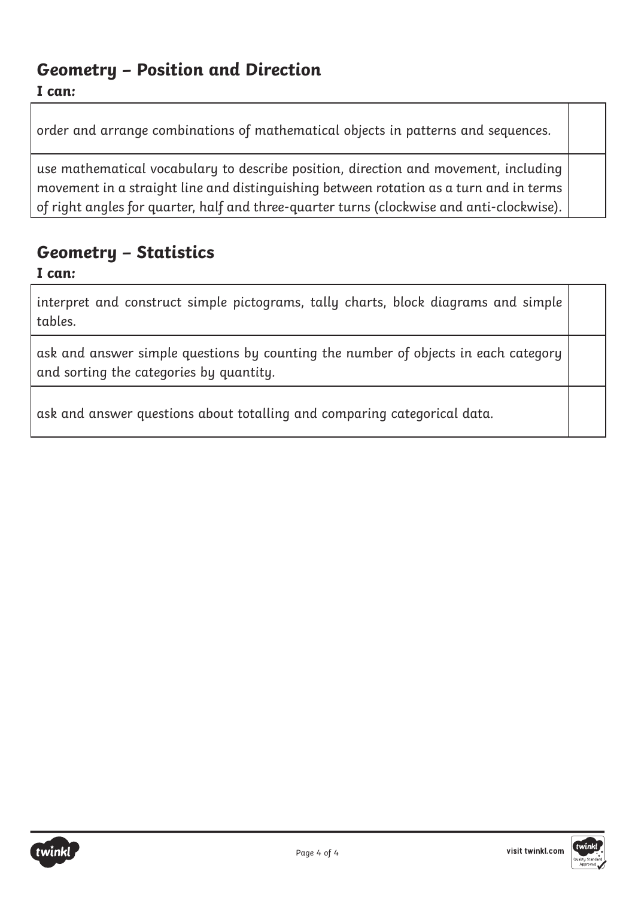## Geometry – Position and Direction

**I can:**

| | |
|---|---|
| order and arrange combinations of mathematical objects in patterns and sequences. | |
| use mathematical vocabulary to describe position, direction and movement, including movement in a straight line and distinguishing between rotation as a turn and in terms of right angles for quarter, half and three-quarter turns (clockwise and anti-clockwise). | |

## Geometry – Statistics

**I can:**

| | |
|---|---|
| interpret and construct simple pictograms, tally charts, block diagrams and simple tables. | |
| ask and answer simple questions by counting the number of objects in each category and sorting the categories by quantity. | |
| ask and answer questions about totalling and comparing categorical data. | |